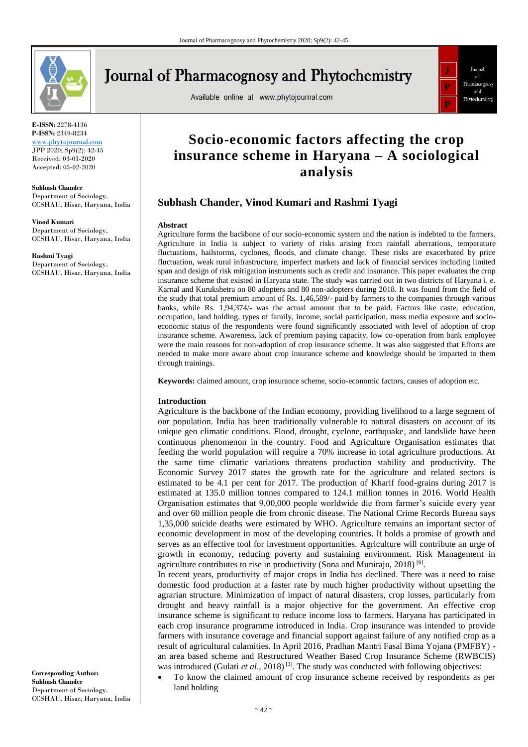# Socio-economic factors affecting the crop insurance scheme in Haryana – A sociological analysis

## Subhash Chander, Vinod Kumari and Rashmi Tyagi

**E-ISSN:** 2278-4136
**P-ISSN:** 2349-8234
www.phytojournal.com
JPP 2020; Sp9(2): 42-45
Received: 03-01-2020
Accepted: 05-02-2020

**Subhash Chander**
Department of Sociology, CCSHAU, Hisar, Haryana, India

**Vinod Kumari**
Department of Sociology, CCSHAU, Hisar, Haryana, India

**Rashmi Tyagi**
Department of Sociology, CCSHAU, Hisar, Haryana, India

**Corresponding Author:**
**Subhash Chander**
Department of Sociology, CCSHAU, Hisar, Haryana, India

### Abstract

Agriculture forms the backbone of our socio-economic system and the nation is indebted to the farmers. Agriculture in India is subject to variety of risks arising from rainfall aberrations, temperature fluctuations, hailstorms, cyclones, floods, and climate change. These risks are exacerbated by price fluctuation, weak rural infrastructure, imperfect markets and lack of financial services including limited span and design of risk mitigation instruments such as credit and insurance. This paper evaluates the crop insurance scheme that existed in Haryana state. The study was carried out in two districts of Haryana i. e. Karnal and Kurukshetra on 80 adopters and 80 non-adopters during 2018. It was found from the field of the study that total premium amount of Rs. 1,46,589/- paid by farmers to the companies through various banks, while Rs. 1,94,374/- was the actual amount that to be paid. Factors like caste, education, occupation, land holding, types of family, income, social participation, mass media exposure and socio-economic status of the respondents were found significantly associated with level of adoption of crop insurance scheme. Awareness, lack of premium paying capacity, low co-operation from bank employee were the main reasons for non-adoption of crop insurance scheme. It was also suggested that Efforts are needed to make more aware about crop insurance scheme and knowledge should be imparted to them through trainings.

**Keywords:** claimed amount, crop insurance scheme, socio-economic factors, causes of adoption etc.

### Introduction

Agriculture is the backbone of the Indian economy, providing livelihood to a large segment of our population. India has been traditionally vulnerable to natural disasters on account of its unique geo climatic conditions. Flood, drought, cyclone, earthquake, and landslide have been continuous phenomenon in the country. Food and Agriculture Organisation estimates that feeding the world population will require a 70% increase in total agriculture productions. At the same time climatic variations threatens production stability and productivity. The Economic Survey 2017 states the growth rate for the agriculture and related sectors is estimated to be 4.1 per cent for 2017. The production of Kharif food-grains during 2017 is estimated at 135.0 million tonnes compared to 124.1 million tonnes in 2016. World Health Organisation estimates that 9,00,000 people worldwide die from farmer's suicide every year and over 60 million people die from chronic disease. The National Crime Records Bureau says 1,35,000 suicide deaths were estimated by WHO. Agriculture remains an important sector of economic development in most of the developing countries. It holds a promise of growth and serves as an effective tool for investment opportunities. Agriculture will contribute an urge of growth in economy, reducing poverty and sustaining environment. Risk Management in agriculture contributes to rise in productivity (Sona and Muniraju, 2018) [6].

In recent years, productivity of major crops in India has declined. There was a need to raise domestic food production at a faster rate by much higher productivity without upsetting the agrarian structure. Minimization of impact of natural disasters, crop losses, particularly from drought and heavy rainfall is a major objective for the government. An effective crop insurance scheme is significant to reduce income loss to farmers. Haryana has participated in each crop insurance programme introduced in India. Crop insurance was intended to provide farmers with insurance coverage and financial support against failure of any notified crop as a result of agricultural calamities. In April 2016, Pradhan Mantri Fasal Bima Yojana (PMFBY) - an area based scheme and Restructured Weather Based Crop Insurance Scheme (RWBCIS) was introduced (Gulati *et al.*, 2018) [3]. The study was conducted with following objectives:

- To know the claimed amount of crop insurance scheme received by respondents as per land holding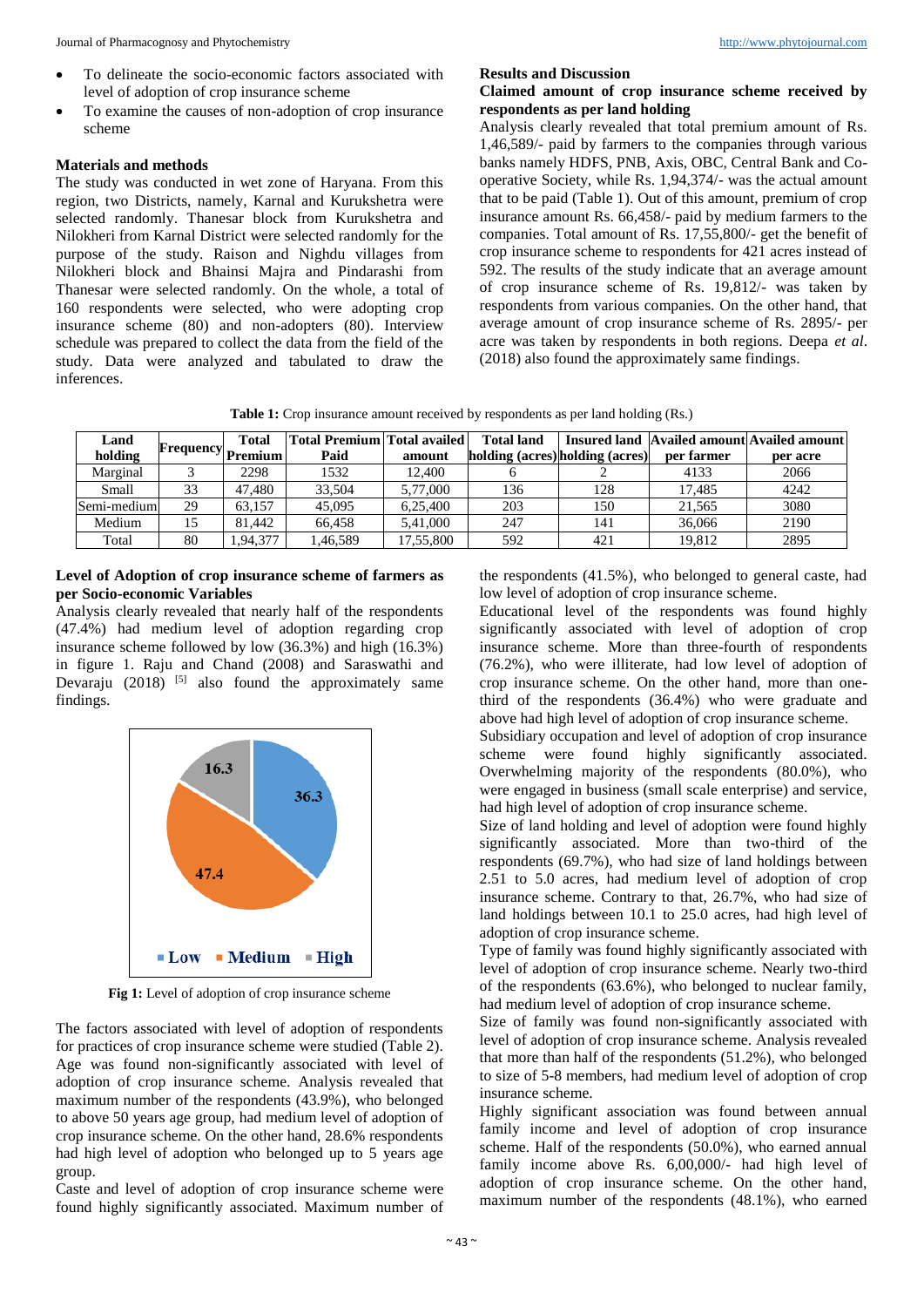- To delineate the socio-economic factors associated with level of adoption of crop insurance scheme
- To examine the causes of non-adoption of crop insurance scheme

## Materials and methods

The study was conducted in wet zone of Haryana. From this region, two Districts, namely, Karnal and Kurukshetra were selected randomly. Thanesar block from Kurukshetra and Nilokheri from Karnal District were selected randomly for the purpose of the study. Raison and Nighdu villages from Nilokheri block and Bhainsi Majra and Pindarashi from Thanesar were selected randomly. On the whole, a total of 160 respondents were selected, who were adopting crop insurance scheme (80) and non-adopters (80). Interview schedule was prepared to collect the data from the field of the study. Data were analyzed and tabulated to draw the inferences.

## Results and Discussion

### Claimed amount of crop insurance scheme received by respondents as per land holding

Analysis clearly revealed that total premium amount of Rs. 1,46,589/- paid by farmers to the companies through various banks namely HDFS, PNB, Axis, OBC, Central Bank and Co-operative Society, while Rs. 1,94,374/- was the actual amount that to be paid (Table 1). Out of this amount, premium of crop insurance amount Rs. 66,458/- paid by medium farmers to the companies. Total amount of Rs. 17,55,800/- get the benefit of crop insurance scheme to respondents for 421 acres instead of 592. The results of the study indicate that an average amount of crop insurance scheme of Rs. 19,812/- was taken by respondents from various companies. On the other hand, that average amount of crop insurance scheme of Rs. 2895/- per acre was taken by respondents in both regions. Deepa *et al*. (2018) also found the approximately same findings.

**Table 1:** Crop insurance amount received by respondents as per land holding (Rs.)

| Land holding | Frequency | Total Premium | Total Premium Paid | Total availed amount | Total land holding (acres) | Insured land holding (acres) | Availed amount per farmer | Availed amount per acre |
|---|---|---|---|---|---|---|---|---|
| Marginal | 3 | 2298 | 1532 | 12,400 | 6 | 2 | 4133 | 2066 |
| Small | 33 | 47,480 | 33,504 | 5,77,000 | 136 | 128 | 17,485 | 4242 |
| Semi-medium | 29 | 63,157 | 45,095 | 6,25,400 | 203 | 150 | 21,565 | 3080 |
| Medium | 15 | 81,442 | 66,458 | 5,41,000 | 247 | 141 | 36,066 | 2190 |
| Total | 80 | 1,94,377 | 1,46,589 | 17,55,800 | 592 | 421 | 19,812 | 2895 |

### Level of Adoption of crop insurance scheme of farmers as per Socio-economic Variables

Analysis clearly revealed that nearly half of the respondents (47.4%) had medium level of adoption regarding crop insurance scheme followed by low (36.3%) and high (16.3%) in figure 1. Raju and Chand (2008) and Saraswathi and Devaraju (2018) [5] also found the approximately same findings.

**Fig 1:** Level of adoption of crop insurance scheme

The factors associated with level of adoption of respondents for practices of crop insurance scheme were studied (Table 2). Age was found non-significantly associated with level of adoption of crop insurance scheme. Analysis revealed that maximum number of the respondents (43.9%), who belonged to above 50 years age group, had medium level of adoption of crop insurance scheme. On the other hand, 28.6% respondents had high level of adoption who belonged up to 5 years age group.

Caste and level of adoption of crop insurance scheme were found highly significantly associated. Maximum number of the respondents (41.5%), who belonged to general caste, had low level of adoption of crop insurance scheme.

Educational level of the respondents was found highly significantly associated with level of adoption of crop insurance scheme. More than three-fourth of respondents (76.2%), who were illiterate, had low level of adoption of crop insurance scheme. On the other hand, more than one-third of the respondents (36.4%) who were graduate and above had high level of adoption of crop insurance scheme.

Subsidiary occupation and level of adoption of crop insurance scheme were found highly significantly associated. Overwhelming majority of the respondents (80.0%), who were engaged in business (small scale enterprise) and service, had high level of adoption of crop insurance scheme.

Size of land holding and level of adoption were found highly significantly associated. More than two-third of the respondents (69.7%), who had size of land holdings between 2.51 to 5.0 acres, had medium level of adoption of crop insurance scheme. Contrary to that, 26.7%, who had size of land holdings between 10.1 to 25.0 acres, had high level of adoption of crop insurance scheme.

Type of family was found highly significantly associated with level of adoption of crop insurance scheme. Nearly two-third of the respondents (63.6%), who belonged to nuclear family, had medium level of adoption of crop insurance scheme.

Size of family was found non-significantly associated with level of adoption of crop insurance scheme. Analysis revealed that more than half of the respondents (51.2%), who belonged to size of 5-8 members, had medium level of adoption of crop insurance scheme.

Highly significant association was found between annual family income and level of adoption of crop insurance scheme. Half of the respondents (50.0%), who earned annual family income above Rs. 6,00,000/- had high level of adoption of crop insurance scheme. On the other hand, maximum number of the respondents (48.1%), who earned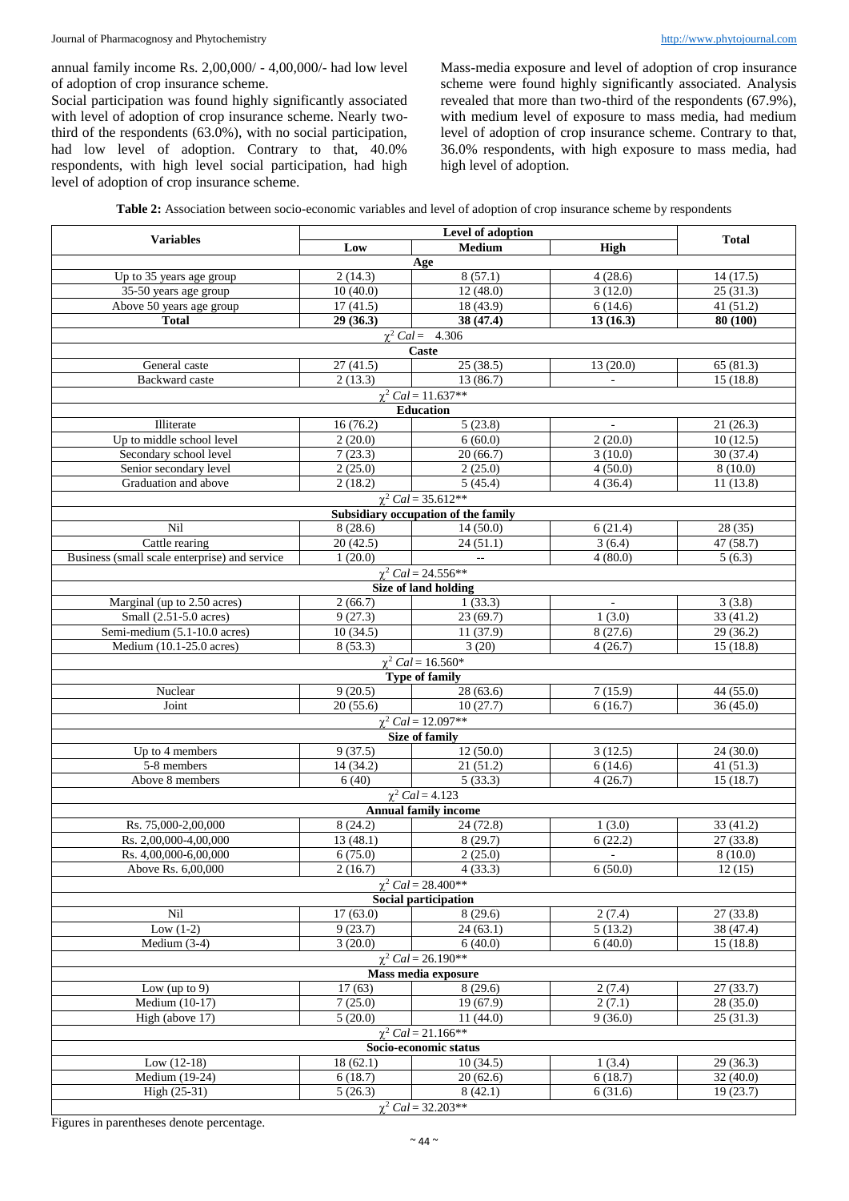annual family income Rs. 2,00,000/ - 4,00,000/- had low level of adoption of crop insurance scheme.

Social participation was found highly significantly associated with level of adoption of crop insurance scheme. Nearly two-third of the respondents (63.0%), with no social participation, had low level of adoption. Contrary to that, 40.0% respondents, with high level social participation, had high level of adoption of crop insurance scheme.

Mass-media exposure and level of adoption of crop insurance scheme were found highly significantly associated. Analysis revealed that more than two-third of the respondents (67.9%), with medium level of exposure to mass media, had medium level of adoption of crop insurance scheme. Contrary to that, 36.0% respondents, with high exposure to mass media, had high level of adoption.

**Table 2:** Association between socio-economic variables and level of adoption of crop insurance scheme by respondents

| Variables | Level of adoption | | | Total |
|---|---|---|---|---|
| | Low | Medium | High | |
| **Age** | | | | |
| Up to 35 years age group | 2 (14.3) | 8 (57.1) | 4 (28.6) | 14 (17.5) |
| 35-50 years age group | 10 (40.0) | 12 (48.0) | 3 (12.0) | 25 (31.3) |
| Above 50 years age group | 17 (41.5) | 18 (43.9) | 6 (14.6) | 41 (51.2) |
| **Total** | **29 (36.3)** | **38 (47.4)** | **13 (16.3)** | **80 (100)** |
| $\chi^2$ *Cal* = 4.306 | | | | |
| **Caste** | | | | |
| General caste | 27 (41.5) | 25 (38.5) | 13 (20.0) | 65 (81.3) |
| Backward caste | 2 (13.3) | 13 (86.7) | - | 15 (18.8) |
| $\chi^2$ *Cal* = 11.637** | | | | |
| **Education** | | | | |
| Illiterate | 16 (76.2) | 5 (23.8) | - | 21 (26.3) |
| Up to middle school level | 2 (20.0) | 6 (60.0) | 2 (20.0) | 10 (12.5) |
| Secondary school level | 7 (23.3) | 20 (66.7) | 3 (10.0) | 30 (37.4) |
| Senior secondary level | 2 (25.0) | 2 (25.0) | 4 (50.0) | 8 (10.0) |
| Graduation and above | 2 (18.2) | 5 (45.4) | 4 (36.4) | 11 (13.8) |
| $\chi^2$ *Cal* = 35.612** | | | | |
| **Subsidiary occupation of the family** | | | | |
| Nil | 8 (28.6) | 14 (50.0) | 6 (21.4) | 28 (35) |
| Cattle rearing | 20 (42.5) | 24 (51.1) | 3 (6.4) | 47 (58.7) |
| Business (small scale enterprise) and service | 1 (20.0) | -- | 4 (80.0) | 5 (6.3) |
| $\chi^2$ *Cal* = 24.556** | | | | |
| **Size of land holding** | | | | |
| Marginal (up to 2.50 acres) | 2 (66.7) | 1 (33.3) | - | 3 (3.8) |
| Small (2.51-5.0 acres) | 9 (27.3) | 23 (69.7) | 1 (3.0) | 33 (41.2) |
| Semi-medium (5.1-10.0 acres) | 10 (34.5) | 11 (37.9) | 8 (27.6) | 29 (36.2) |
| Medium (10.1-25.0 acres) | 8 (53.3) | 3 (20) | 4 (26.7) | 15 (18.8) |
| $\chi^2$ *Cal* = 16.560* | | | | |
| **Type of family** | | | | |
| Nuclear | 9 (20.5) | 28 (63.6) | 7 (15.9) | 44 (55.0) |
| Joint | 20 (55.6) | 10 (27.7) | 6 (16.7) | 36 (45.0) |
| $\chi^2$ *Cal* = 12.097** | | | | |
| **Size of family** | | | | |
| Up to 4 members | 9 (37.5) | 12 (50.0) | 3 (12.5) | 24 (30.0) |
| 5-8 members | 14 (34.2) | 21 (51.2) | 6 (14.6) | 41 (51.3) |
| Above 8 members | 6 (40) | 5 (33.3) | 4 (26.7) | 15 (18.7) |
| $\chi^2$ *Cal* = 4.123 | | | | |
| **Annual family income** | | | | |
| Rs. 75,000-2,00,000 | 8 (24.2) | 24 (72.8) | 1 (3.0) | 33 (41.2) |
| Rs. 2,00,000-4,00,000 | 13 (48.1) | 8 (29.7) | 6 (22.2) | 27 (33.8) |
| Rs. 4,00,000-6,00,000 | 6 (75.0) | 2 (25.0) | - | 8 (10.0) |
| Above Rs. 6,00,000 | 2 (16.7) | 4 (33.3) | 6 (50.0) | 12 (15) |
| $\chi^2$ *Cal* = 28.400** | | | | |
| **Social participation** | | | | |
| Nil | 17 (63.0) | 8 (29.6) | 2 (7.4) | 27 (33.8) |
| Low (1-2) | 9 (23.7) | 24 (63.1) | 5 (13.2) | 38 (47.4) |
| Medium (3-4) | 3 (20.0) | 6 (40.0) | 6 (40.0) | 15 (18.8) |
| $\chi^2$ *Cal* = 26.190** | | | | |
| **Mass media exposure** | | | | |
| Low (up to 9) | 17 (63) | 8 (29.6) | 2 (7.4) | 27 (33.7) |
| Medium (10-17) | 7 (25.0) | 19 (67.9) | 2 (7.1) | 28 (35.0) |
| High (above 17) | 5 (20.0) | 11 (44.0) | 9 (36.0) | 25 (31.3) |
| $\chi^2$ *Cal* = 21.166** | | | | |
| **Socio-economic status** | | | | |
| Low (12-18) | 18 (62.1) | 10 (34.5) | 1 (3.4) | 29 (36.3) |
| Medium (19-24) | 6 (18.7) | 20 (62.6) | 6 (18.7) | 32 (40.0) |
| High (25-31) | 5 (26.3) | 8 (42.1) | 6 (31.6) | 19 (23.7) |
| $\chi^2$ *Cal* = 32.203** | | | | |

Figures in parentheses denote percentage.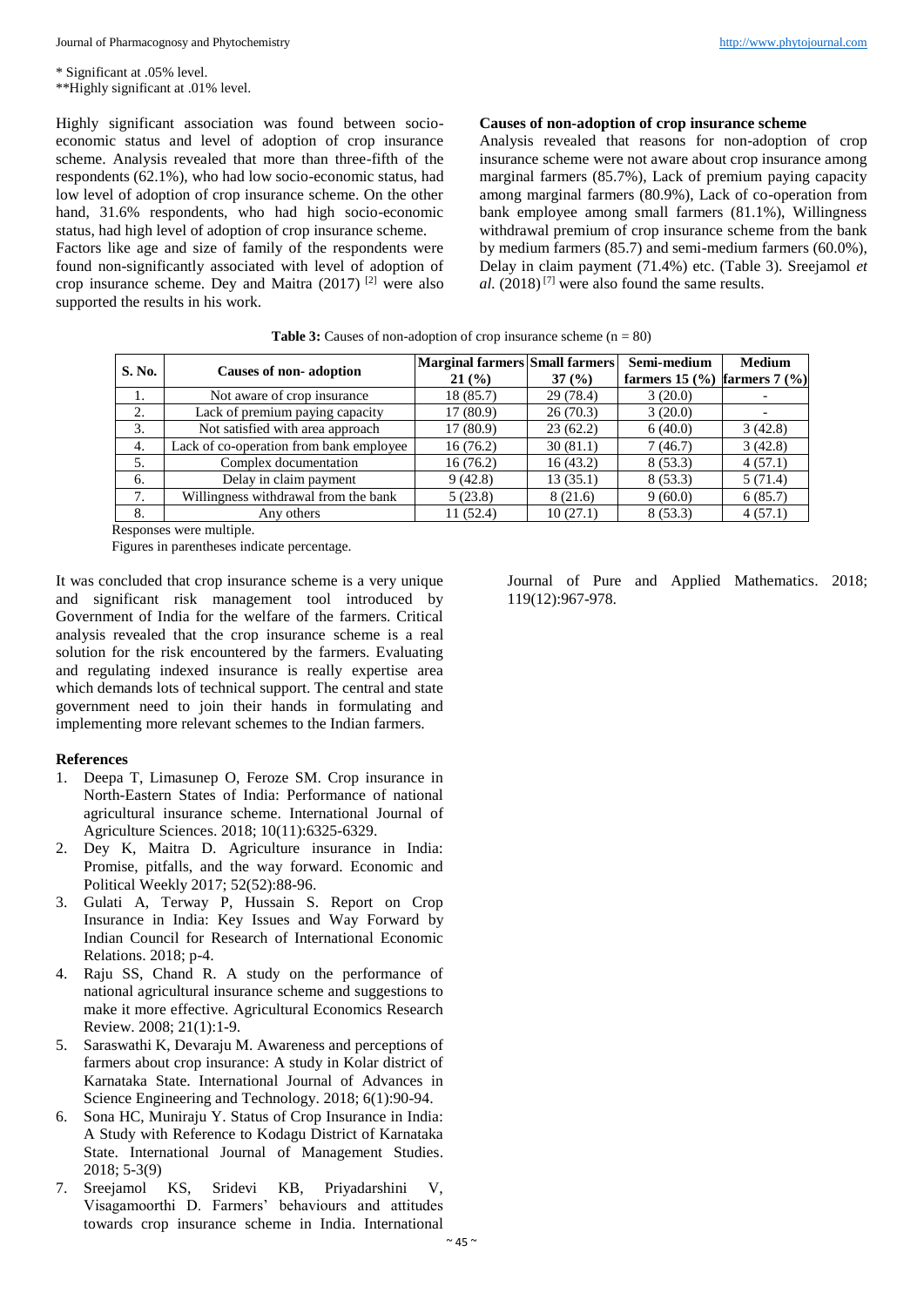\* Significant at .05% level.
\*\*Highly significant at .01% level.

Highly significant association was found between socio-economic status and level of adoption of crop insurance scheme. Analysis revealed that more than three-fifth of the respondents (62.1%), who had low socio-economic status, had low level of adoption of crop insurance scheme. On the other hand, 31.6% respondents, who had high socio-economic status, had high level of adoption of crop insurance scheme.

Factors like age and size of family of the respondents were found non-significantly associated with level of adoption of crop insurance scheme. Dey and Maitra (2017) [2] were also supported the results in his work.

### Causes of non-adoption of crop insurance scheme

Analysis revealed that reasons for non-adoption of crop insurance scheme were not aware about crop insurance among marginal farmers (85.7%), Lack of premium paying capacity among marginal farmers (80.9%), Lack of co-operation from bank employee among small farmers (81.1%), Willingness withdrawal premium of crop insurance scheme from the bank by medium farmers (85.7) and semi-medium farmers (60.0%), Delay in claim payment (71.4%) etc. (Table 3). Sreejamol *et al.* (2018) [7] were also found the same results.

**Table 3:** Causes of non-adoption of crop insurance scheme (n = 80)

| S. No. | Causes of non- adoption | Marginal farmers 21 (%) | Small farmers 37 (%) | Semi-medium farmers 15 (%) | Medium farmers 7 (%) |
|---|---|---|---|---|---|
| 1. | Not aware of crop insurance | 18 (85.7) | 29 (78.4) | 3 (20.0) | - |
| 2. | Lack of premium paying capacity | 17 (80.9) | 26 (70.3) | 3 (20.0) | - |
| 3. | Not satisfied with area approach | 17 (80.9) | 23 (62.2) | 6 (40.0) | 3 (42.8) |
| 4. | Lack of co-operation from bank employee | 16 (76.2) | 30 (81.1) | 7 (46.7) | 3 (42.8) |
| 5. | Complex documentation | 16 (76.2) | 16 (43.2) | 8 (53.3) | 4 (57.1) |
| 6. | Delay in claim payment | 9 (42.8) | 13 (35.1) | 8 (53.3) | 5 (71.4) |
| 7. | Willingness withdrawal from the bank | 5 (23.8) | 8 (21.6) | 9 (60.0) | 6 (85.7) |
| 8. | Any others | 11 (52.4) | 10 (27.1) | 8 (53.3) | 4 (57.1) |

Responses were multiple.

Figures in parentheses indicate percentage.

It was concluded that crop insurance scheme is a very unique and significant risk management tool introduced by Government of India for the welfare of the farmers. Critical analysis revealed that the crop insurance scheme is a real solution for the risk encountered by the farmers. Evaluating and regulating indexed insurance is really expertise area which demands lots of technical support. The central and state government need to join their hands in formulating and implementing more relevant schemes to the Indian farmers.

## References

1. Deepa T, Limasunep O, Feroze SM. Crop insurance in North-Eastern States of India: Performance of national agricultural insurance scheme. International Journal of Agriculture Sciences. 2018; 10(11):6325-6329.
2. Dey K, Maitra D. Agriculture insurance in India: Promise, pitfalls, and the way forward. Economic and Political Weekly 2017; 52(52):88-96.
3. Gulati A, Terway P, Hussain S. Report on Crop Insurance in India: Key Issues and Way Forward by Indian Council for Research of International Economic Relations. 2018; p-4.
4. Raju SS, Chand R. A study on the performance of national agricultural insurance scheme and suggestions to make it more effective. Agricultural Economics Research Review. 2008; 21(1):1-9.
5. Saraswathi K, Devaraju M. Awareness and perceptions of farmers about crop insurance: A study in Kolar district of Karnataka State. International Journal of Advances in Science Engineering and Technology. 2018; 6(1):90-94.
6. Sona HC, Muniraju Y. Status of Crop Insurance in India: A Study with Reference to Kodagu District of Karnataka State. International Journal of Management Studies. 2018; 5-3(9)
7. Sreejamol KS, Sridevi KB, Priyadarshini V, Visagamoorthi D. Farmers' behaviours and attitudes towards crop insurance scheme in India. International Journal of Pure and Applied Mathematics. 2018; 119(12):967-978.